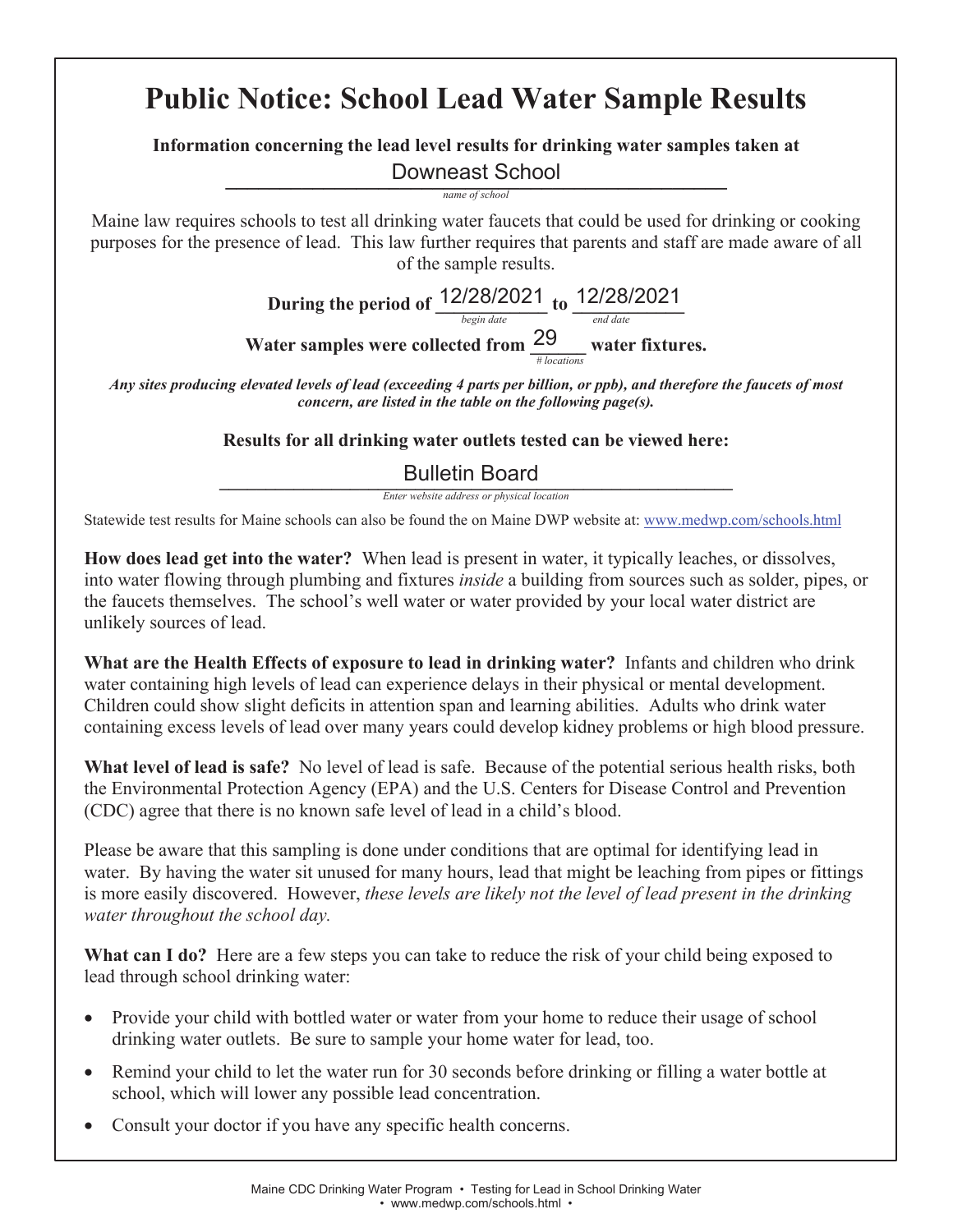# Public Notice: School Lead Water Sample Results

**Information concerning the lead level results for drinking water samples taken at**

Downeast School

*name of school*

Maine law requires schools to test all drinking water faucets that could be used for drinking or cooking purposes for the presence of lead. This law further requires that parents and staff are made aware of all of the sample results.

**During the period of** 12/28/2021 (*begin date*) **to** 12/28/2021 (*end date*)

**Water samples were collected from** 29 (*# locations*) **water fixtures.**

***Any sites producing elevated levels of lead (exceeding 4 parts per billion, or ppb), and therefore the faucets of most concern, are listed in the table on the following page(s).***

**Results for all drinking water outlets tested can be viewed here:**

Bulletin Board

*Enter website address or physical location*

Statewide test results for Maine schools can also be found the on Maine DWP website at: www.medwp.com/schools.html

**How does lead get into the water?** When lead is present in water, it typically leaches, or dissolves, into water flowing through plumbing and fixtures *inside* a building from sources such as solder, pipes, or the faucets themselves. The school's well water or water provided by your local water district are unlikely sources of lead.

**What are the Health Effects of exposure to lead in drinking water?** Infants and children who drink water containing high levels of lead can experience delays in their physical or mental development. Children could show slight deficits in attention span and learning abilities. Adults who drink water containing excess levels of lead over many years could develop kidney problems or high blood pressure.

**What level of lead is safe?** No level of lead is safe. Because of the potential serious health risks, both the Environmental Protection Agency (EPA) and the U.S. Centers for Disease Control and Prevention (CDC) agree that there is no known safe level of lead in a child's blood.

Please be aware that this sampling is done under conditions that are optimal for identifying lead in water. By having the water sit unused for many hours, lead that might be leaching from pipes or fittings is more easily discovered. However, *these levels are likely not the level of lead present in the drinking water throughout the school day.*

**What can I do?** Here are a few steps you can take to reduce the risk of your child being exposed to lead through school drinking water:

- Provide your child with bottled water or water from your home to reduce their usage of school drinking water outlets. Be sure to sample your home water for lead, too.
- Remind your child to let the water run for 30 seconds before drinking or filling a water bottle at school, which will lower any possible lead concentration.
- Consult your doctor if you have any specific health concerns.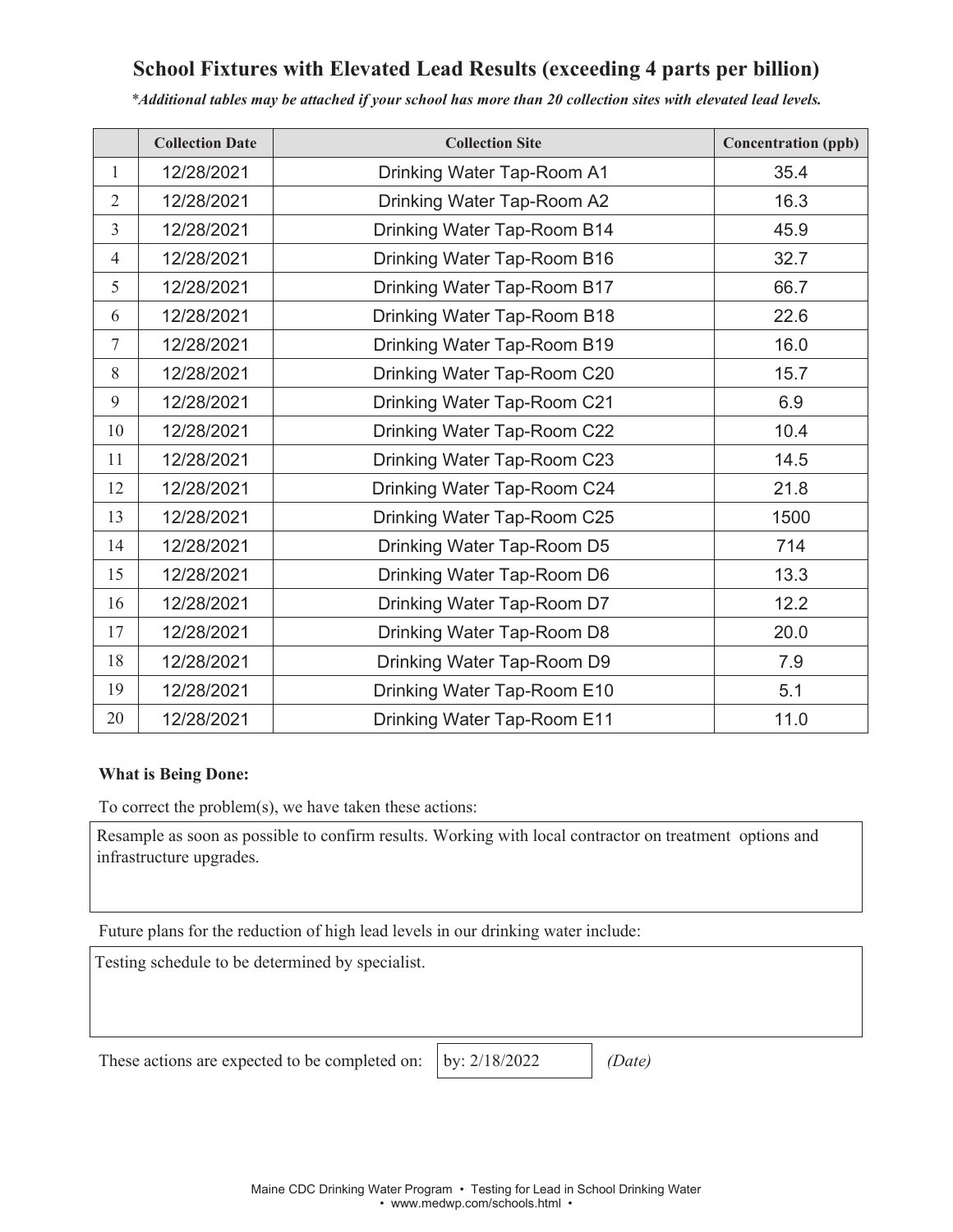## School Fixtures with Elevated Lead Results (exceeding 4 parts per billion)

*\*Additional tables may be attached if your school has more than 20 collection sites with elevated lead levels.*

| | Collection Date | Collection Site | Concentration (ppb) |
|---|---|---|---|
| 1 | 12/28/2021 | Drinking Water Tap-Room A1 | 35.4 |
| 2 | 12/28/2021 | Drinking Water Tap-Room A2 | 16.3 |
| 3 | 12/28/2021 | Drinking Water Tap-Room B14 | 45.9 |
| 4 | 12/28/2021 | Drinking Water Tap-Room B16 | 32.7 |
| 5 | 12/28/2021 | Drinking Water Tap-Room B17 | 66.7 |
| 6 | 12/28/2021 | Drinking Water Tap-Room B18 | 22.6 |
| 7 | 12/28/2021 | Drinking Water Tap-Room B19 | 16.0 |
| 8 | 12/28/2021 | Drinking Water Tap-Room C20 | 15.7 |
| 9 | 12/28/2021 | Drinking Water Tap-Room C21 | 6.9 |
| 10 | 12/28/2021 | Drinking Water Tap-Room C22 | 10.4 |
| 11 | 12/28/2021 | Drinking Water Tap-Room C23 | 14.5 |
| 12 | 12/28/2021 | Drinking Water Tap-Room C24 | 21.8 |
| 13 | 12/28/2021 | Drinking Water Tap-Room C25 | 1500 |
| 14 | 12/28/2021 | Drinking Water Tap-Room D5 | 714 |
| 15 | 12/28/2021 | Drinking Water Tap-Room D6 | 13.3 |
| 16 | 12/28/2021 | Drinking Water Tap-Room D7 | 12.2 |
| 17 | 12/28/2021 | Drinking Water Tap-Room D8 | 20.0 |
| 18 | 12/28/2021 | Drinking Water Tap-Room D9 | 7.9 |
| 19 | 12/28/2021 | Drinking Water Tap-Room E10 | 5.1 |
| 20 | 12/28/2021 | Drinking Water Tap-Room E11 | 11.0 |

**What is Being Done:**

To correct the problem(s), we have taken these actions:

Resample as soon as possible to confirm results. Working with local contractor on treatment options and infrastructure upgrades.

Future plans for the reduction of high lead levels in our drinking water include:

Testing schedule to be determined by specialist.

These actions are expected to be completed on: by: 2/18/2022 *(Date)*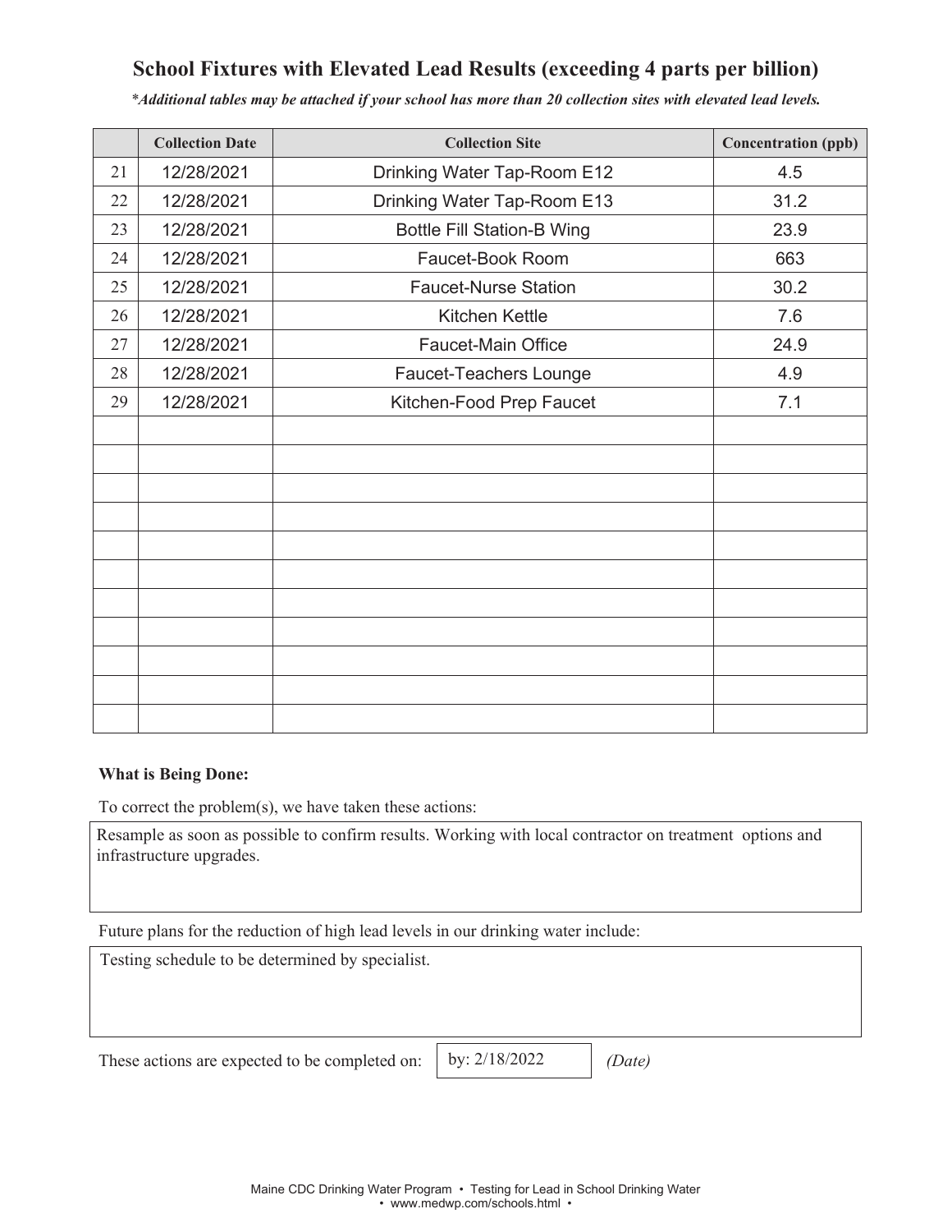## School Fixtures with Elevated Lead Results (exceeding 4 parts per billion)

*\*Additional tables may be attached if your school has more than 20 collection sites with elevated lead levels.*

| | Collection Date | Collection Site | Concentration (ppb) |
|---|---|---|---|
| 21 | 12/28/2021 | Drinking Water Tap-Room E12 | 4.5 |
| 22 | 12/28/2021 | Drinking Water Tap-Room E13 | 31.2 |
| 23 | 12/28/2021 | Bottle Fill Station-B Wing | 23.9 |
| 24 | 12/28/2021 | Faucet-Book Room | 663 |
| 25 | 12/28/2021 | Faucet-Nurse Station | 30.2 |
| 26 | 12/28/2021 | Kitchen Kettle | 7.6 |
| 27 | 12/28/2021 | Faucet-Main Office | 24.9 |
| 28 | 12/28/2021 | Faucet-Teachers Lounge | 4.9 |
| 29 | 12/28/2021 | Kitchen-Food Prep Faucet | 7.1 |
| | | | |
| | | | |
| | | | |
| | | | |
| | | | |
| | | | |
| | | | |
| | | | |
| | | | |
| | | | |
| | | | |

**What is Being Done:**

To correct the problem(s), we have taken these actions:

Resample as soon as possible to confirm results. Working with local contractor on treatment options and infrastructure upgrades.

Future plans for the reduction of high lead levels in our drinking water include:

Testing schedule to be determined by specialist.

These actions are expected to be completed on: by: 2/18/2022 *(Date)*

Maine CDC Drinking Water Program • Testing for Lead in School Drinking Water • www.medwp.com/schools.html •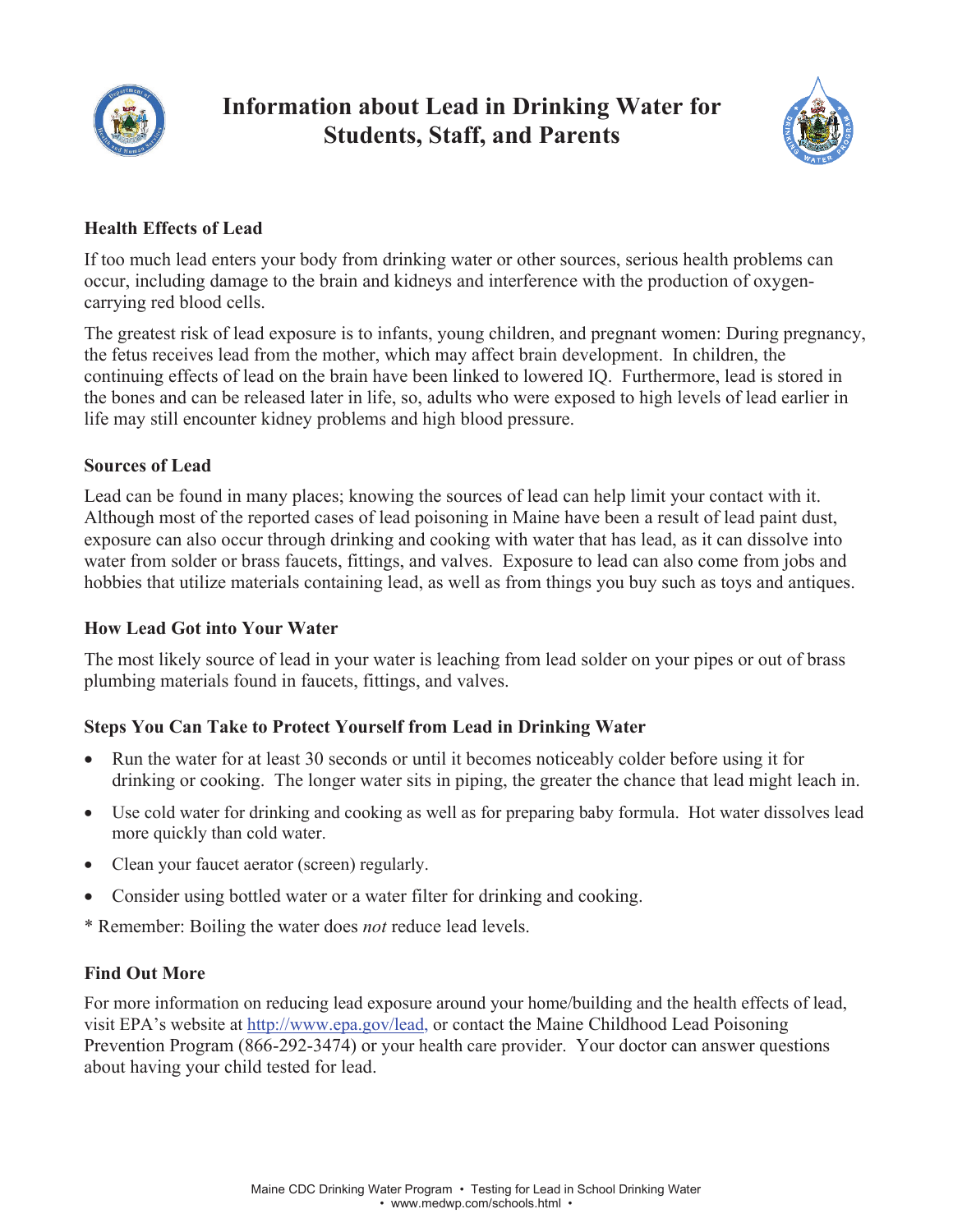# Information about Lead in Drinking Water for Students, Staff, and Parents

## Health Effects of Lead

If too much lead enters your body from drinking water or other sources, serious health problems can occur, including damage to the brain and kidneys and interference with the production of oxygen-carrying red blood cells.

The greatest risk of lead exposure is to infants, young children, and pregnant women: During pregnancy, the fetus receives lead from the mother, which may affect brain development. In children, the continuing effects of lead on the brain have been linked to lowered IQ. Furthermore, lead is stored in the bones and can be released later in life, so, adults who were exposed to high levels of lead earlier in life may still encounter kidney problems and high blood pressure.

## Sources of Lead

Lead can be found in many places; knowing the sources of lead can help limit your contact with it. Although most of the reported cases of lead poisoning in Maine have been a result of lead paint dust, exposure can also occur through drinking and cooking with water that has lead, as it can dissolve into water from solder or brass faucets, fittings, and valves. Exposure to lead can also come from jobs and hobbies that utilize materials containing lead, as well as from things you buy such as toys and antiques.

## How Lead Got into Your Water

The most likely source of lead in your water is leaching from lead solder on your pipes or out of brass plumbing materials found in faucets, fittings, and valves.

## Steps You Can Take to Protect Yourself from Lead in Drinking Water

- Run the water for at least 30 seconds or until it becomes noticeably colder before using it for drinking or cooking. The longer water sits in piping, the greater the chance that lead might leach in.
- Use cold water for drinking and cooking as well as for preparing baby formula. Hot water dissolves lead more quickly than cold water.
- Clean your faucet aerator (screen) regularly.
- Consider using bottled water or a water filter for drinking and cooking.

* Remember: Boiling the water does *not* reduce lead levels.

## Find Out More

For more information on reducing lead exposure around your home/building and the health effects of lead, visit EPA's website at http://www.epa.gov/lead, or contact the Maine Childhood Lead Poisoning Prevention Program (866-292-3474) or your health care provider. Your doctor can answer questions about having your child tested for lead.